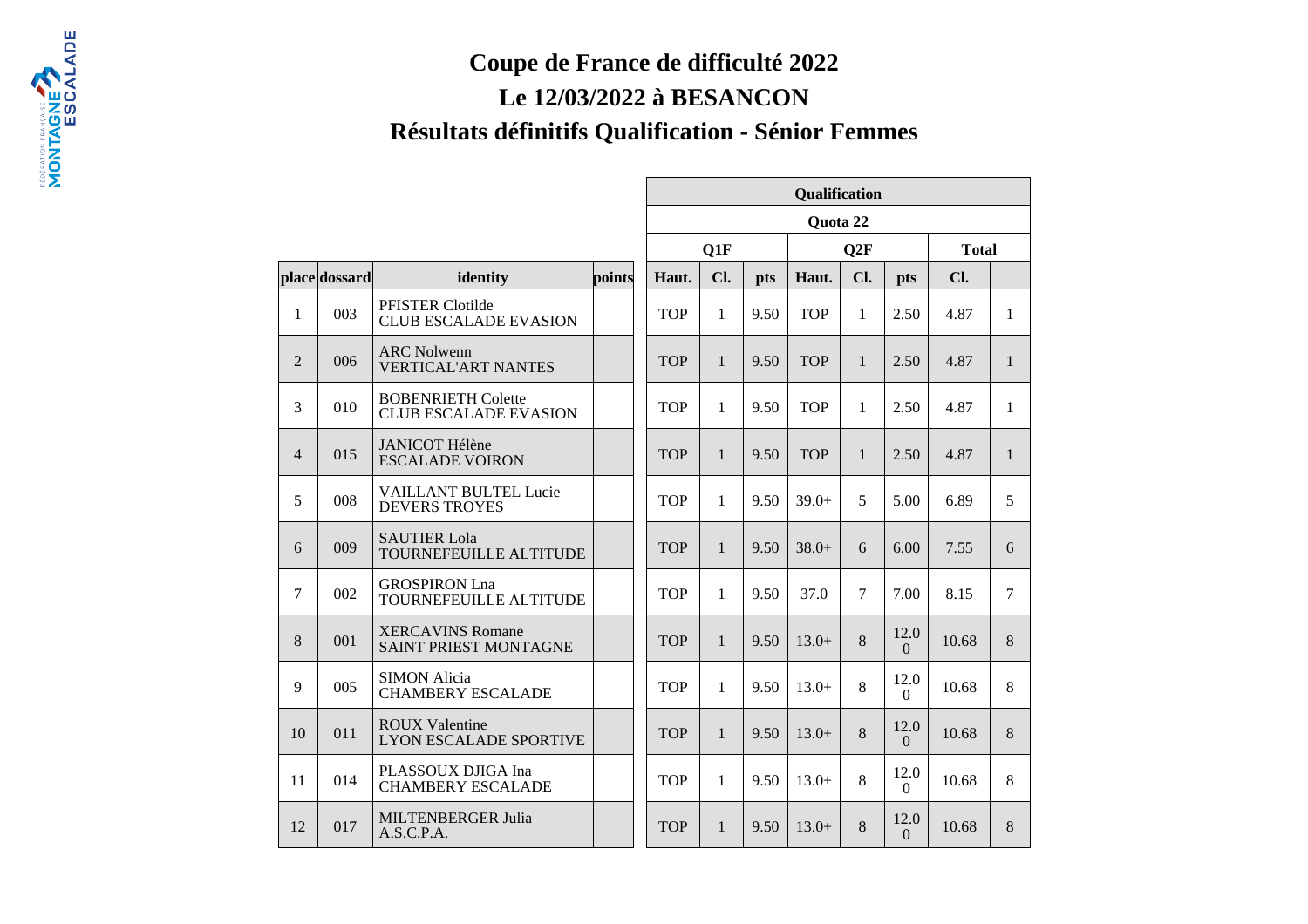# Coupe de France de difficulté 2022

## Le 12/03/2022 à BESANCON

## Résultats définitifs Qualification - Sénior Femmes

| | | | | Qualification | | | | | | | |
|---|---|---|---|---|---|---|---|---|---|---|---|
| | | | | Quota 22 | | | | | | | |
| | | | | Q1F | | | Q2F | | | Total | |
| place | dossard | identity | points | Haut. | Cl. | pts | Haut. | Cl. | pts | Cl. | |
| 1 | 003 | PFISTER Clotilde<br>CLUB ESCALADE EVASION | | TOP | 1 | 9.50 | TOP | 1 | 2.50 | 4.87 | 1 |
| 2 | 006 | ARC Nolwenn<br>VERTICAL'ART NANTES | | TOP | 1 | 9.50 | TOP | 1 | 2.50 | 4.87 | 1 |
| 3 | 010 | BOBENRIETH Colette<br>CLUB ESCALADE EVASION | | TOP | 1 | 9.50 | TOP | 1 | 2.50 | 4.87 | 1 |
| 4 | 015 | JANICOT Hélène<br>ESCALADE VOIRON | | TOP | 1 | 9.50 | TOP | 1 | 2.50 | 4.87 | 1 |
| 5 | 008 | VAILLANT BULTEL Lucie<br>DEVERS TROYES | | TOP | 1 | 9.50 | 39.0+ | 5 | 5.00 | 6.89 | 5 |
| 6 | 009 | SAUTIER Lola<br>TOURNEFEUILLE ALTITUDE | | TOP | 1 | 9.50 | 38.0+ | 6 | 6.00 | 7.55 | 6 |
| 7 | 002 | GROSPIRON Lna<br>TOURNEFEUILLE ALTITUDE | | TOP | 1 | 9.50 | 37.0 | 7 | 7.00 | 8.15 | 7 |
| 8 | 001 | XERCAVINS Romane<br>SAINT PRIEST MONTAGNE | | TOP | 1 | 9.50 | 13.0+ | 8 | 12.00 | 10.68 | 8 |
| 9 | 005 | SIMON Alicia<br>CHAMBERY ESCALADE | | TOP | 1 | 9.50 | 13.0+ | 8 | 12.00 | 10.68 | 8 |
| 10 | 011 | ROUX Valentine<br>LYON ESCALADE SPORTIVE | | TOP | 1 | 9.50 | 13.0+ | 8 | 12.00 | 10.68 | 8 |
| 11 | 014 | PLASSOUX DJIGA Ina<br>CHAMBERY ESCALADE | | TOP | 1 | 9.50 | 13.0+ | 8 | 12.00 | 10.68 | 8 |
| 12 | 017 | MILTENBERGER Julia<br>A.S.C.P.A. | | TOP | 1 | 9.50 | 13.0+ | 8 | 12.00 | 10.68 | 8 |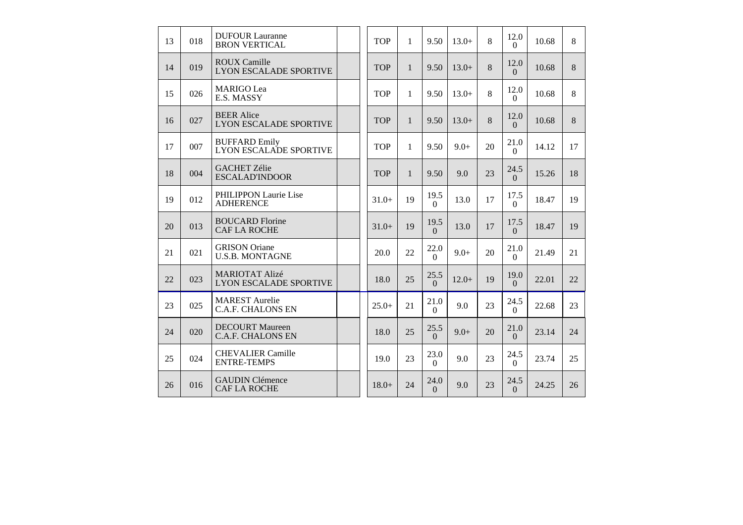| | | | | | | | | | | | |
|---|---|---|---|---|---|---|---|---|---|---|---|
| 13 | 018 | DUFOUR Lauranne<br>BRON VERTICAL | | TOP | 1 | 9.50 | 13.0+ | 8 | 12.00 | 10.68 | 8 |
| 14 | 019 | ROUX Camille<br>LYON ESCALADE SPORTIVE | | TOP | 1 | 9.50 | 13.0+ | 8 | 12.00 | 10.68 | 8 |
| 15 | 026 | MARIGO Lea<br>E.S. MASSY | | TOP | 1 | 9.50 | 13.0+ | 8 | 12.00 | 10.68 | 8 |
| 16 | 027 | BEER Alice<br>LYON ESCALADE SPORTIVE | | TOP | 1 | 9.50 | 13.0+ | 8 | 12.00 | 10.68 | 8 |
| 17 | 007 | BUFFARD Emily<br>LYON ESCALADE SPORTIVE | | TOP | 1 | 9.50 | 9.0+ | 20 | 21.00 | 14.12 | 17 |
| 18 | 004 | GACHET Zélie<br>ESCALAD'INDOOR | | TOP | 1 | 9.50 | 9.0 | 23 | 24.50 | 15.26 | 18 |
| 19 | 012 | PHILIPPON Laurie Lise<br>ADHERENCE | | 31.0+ | 19 | 19.50 | 13.0 | 17 | 17.50 | 18.47 | 19 |
| 20 | 013 | BOUCARD Florine<br>CAF LA ROCHE | | 31.0+ | 19 | 19.50 | 13.0 | 17 | 17.50 | 18.47 | 19 |
| 21 | 021 | GRISON Oriane<br>U.S.B. MONTAGNE | | 20.0 | 22 | 22.00 | 9.0+ | 20 | 21.00 | 21.49 | 21 |
| 22 | 023 | MARIOTAT Alizé<br>LYON ESCALADE SPORTIVE | | 18.0 | 25 | 25.50 | 12.0+ | 19 | 19.00 | 22.01 | 22 |
| 23 | 025 | MAREST Aurelie<br>C.A.F. CHALONS EN | | 25.0+ | 21 | 21.00 | 9.0 | 23 | 24.50 | 22.68 | 23 |
| 24 | 020 | DECOURT Maureen<br>C.A.F. CHALONS EN | | 18.0 | 25 | 25.50 | 9.0+ | 20 | 21.00 | 23.14 | 24 |
| 25 | 024 | CHEVALIER Camille<br>ENTRE-TEMPS | | 19.0 | 23 | 23.00 | 9.0 | 23 | 24.50 | 23.74 | 25 |
| 26 | 016 | GAUDIN Clémence<br>CAF LA ROCHE | | 18.0+ | 24 | 24.00 | 9.0 | 23 | 24.50 | 24.25 | 26 |